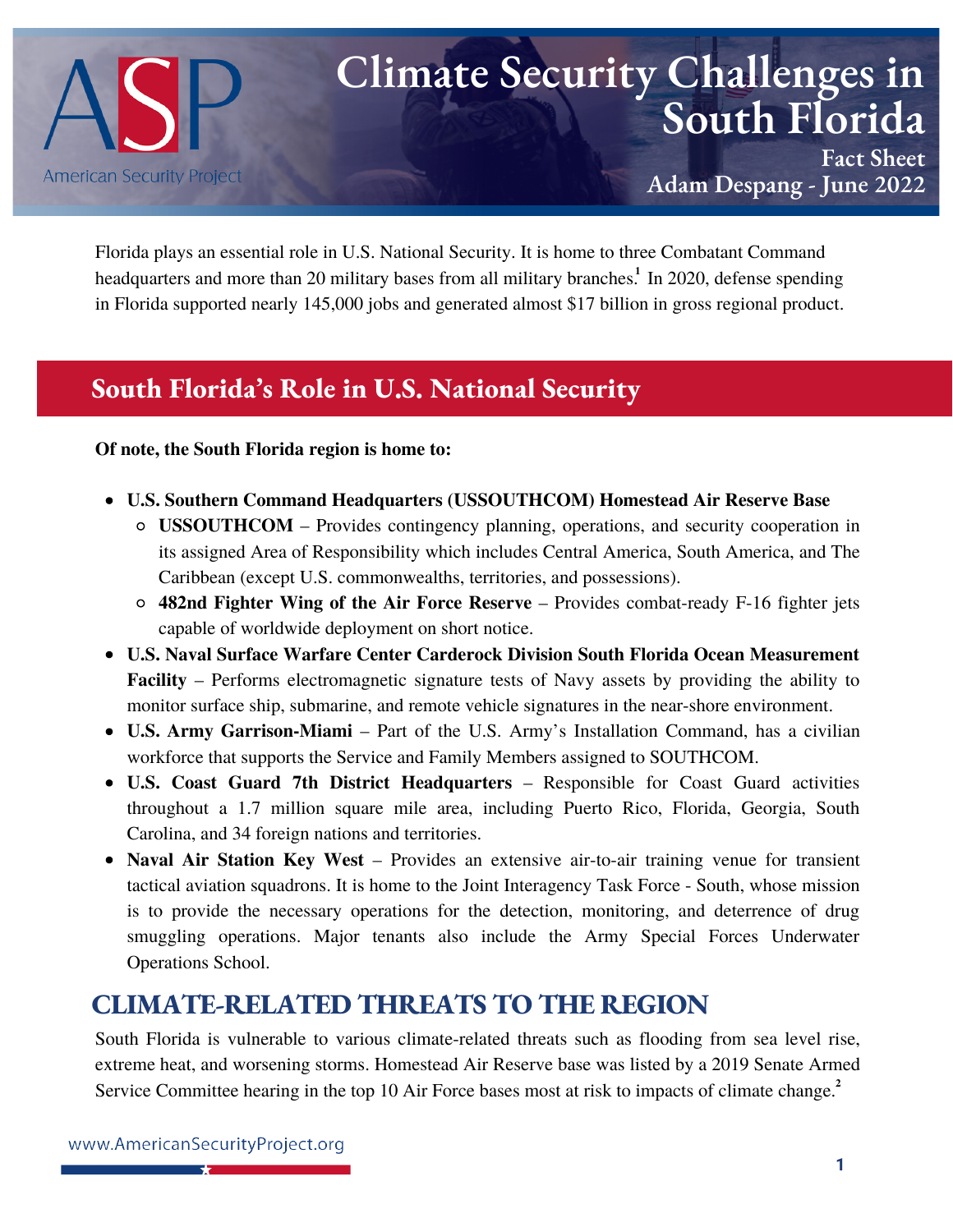# Climate Security Challenges in South Florida

**Fact Sheet**
**Adam Despang - June 2022**

American Security Project

Florida plays an essential role in U.S. National Security. It is home to three Combatant Command headquarters and more than 20 military bases from all military branches.[1] In 2020, defense spending in Florida supported nearly 145,000 jobs and generated almost $17 billion in gross regional product.

## South Florida's Role in U.S. National Security

**Of note, the South Florida region is home to:**

- **U.S. Southern Command Headquarters (USSOUTHCOM) Homestead Air Reserve Base**
  - **USSOUTHCOM** – Provides contingency planning, operations, and security cooperation in its assigned Area of Responsibility which includes Central America, South America, and The Caribbean (except U.S. commonwealths, territories, and possessions).
  - **482nd Fighter Wing of the Air Force Reserve** – Provides combat-ready F-16 fighter jets capable of worldwide deployment on short notice.
- **U.S. Naval Surface Warfare Center Carderock Division South Florida Ocean Measurement Facility** – Performs electromagnetic signature tests of Navy assets by providing the ability to monitor surface ship, submarine, and remote vehicle signatures in the near-shore environment.
- **U.S. Army Garrison-Miami** – Part of the U.S. Army's Installation Command, has a civilian workforce that supports the Service and Family Members assigned to SOUTHCOM.
- **U.S. Coast Guard 7th District Headquarters** – Responsible for Coast Guard activities throughout a 1.7 million square mile area, including Puerto Rico, Florida, Georgia, South Carolina, and 34 foreign nations and territories.
- **Naval Air Station Key West** – Provides an extensive air-to-air training venue for transient tactical aviation squadrons. It is home to the Joint Interagency Task Force - South, whose mission is to provide the necessary operations for the detection, monitoring, and deterrence of drug smuggling operations. Major tenants also include the Army Special Forces Underwater Operations School.

## CLIMATE-RELATED THREATS TO THE REGION

South Florida is vulnerable to various climate-related threats such as flooding from sea level rise, extreme heat, and worsening storms. Homestead Air Reserve base was listed by a 2019 Senate Armed Service Committee hearing in the top 10 Air Force bases most at risk to impacts of climate change.[2]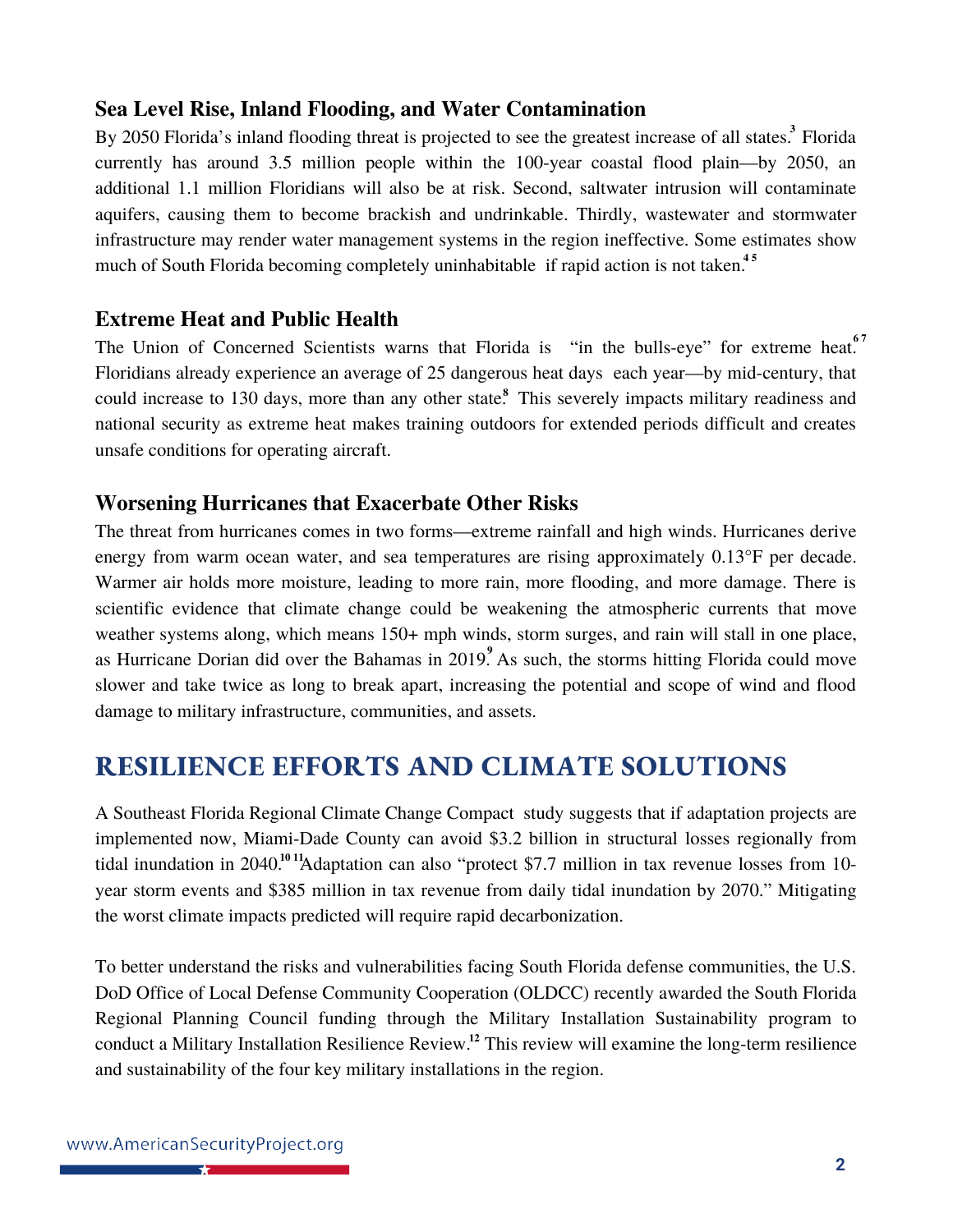### Sea Level Rise, Inland Flooding, and Water Contamination

By 2050 Florida's inland flooding threat is projected to see the greatest increase of all states.[3] Florida currently has around 3.5 million people within the 100-year coastal flood plain—by 2050, an additional 1.1 million Floridians will also be at risk. Second, saltwater intrusion will contaminate aquifers, causing them to become brackish and undrinkable. Thirdly, wastewater and stormwater infrastructure may render water management systems in the region ineffective. Some estimates show much of South Florida becoming completely uninhabitable if rapid action is not taken.[4 5]

### Extreme Heat and Public Health

The Union of Concerned Scientists warns that Florida is "in the bulls-eye" for extreme heat.[6 7] Floridians already experience an average of 25 dangerous heat days each year—by mid-century, that could increase to 130 days, more than any other state.[8] This severely impacts military readiness and national security as extreme heat makes training outdoors for extended periods difficult and creates unsafe conditions for operating aircraft.

### Worsening Hurricanes that Exacerbate Other Risks

The threat from hurricanes comes in two forms—extreme rainfall and high winds. Hurricanes derive energy from warm ocean water, and sea temperatures are rising approximately 0.13°F per decade. Warmer air holds more moisture, leading to more rain, more flooding, and more damage. There is scientific evidence that climate change could be weakening the atmospheric currents that move weather systems along, which means 150+ mph winds, storm surges, and rain will stall in one place, as Hurricane Dorian did over the Bahamas in 2019.[9] As such, the storms hitting Florida could move slower and take twice as long to break apart, increasing the potential and scope of wind and flood damage to military infrastructure, communities, and assets.

## RESILIENCE EFFORTS AND CLIMATE SOLUTIONS

A Southeast Florida Regional Climate Change Compact study suggests that if adaptation projects are implemented now, Miami-Dade County can avoid $3.2 billion in structural losses regionally from tidal inundation in 2040.[10 11] Adaptation can also "protect $7.7 million in tax revenue losses from 10-year storm events and $385 million in tax revenue from daily tidal inundation by 2070." Mitigating the worst climate impacts predicted will require rapid decarbonization.

To better understand the risks and vulnerabilities facing South Florida defense communities, the U.S. DoD Office of Local Defense Community Cooperation (OLDCC) recently awarded the South Florida Regional Planning Council funding through the Military Installation Sustainability program to conduct a Military Installation Resilience Review.[12] This review will examine the long-term resilience and sustainability of the four key military installations in the region.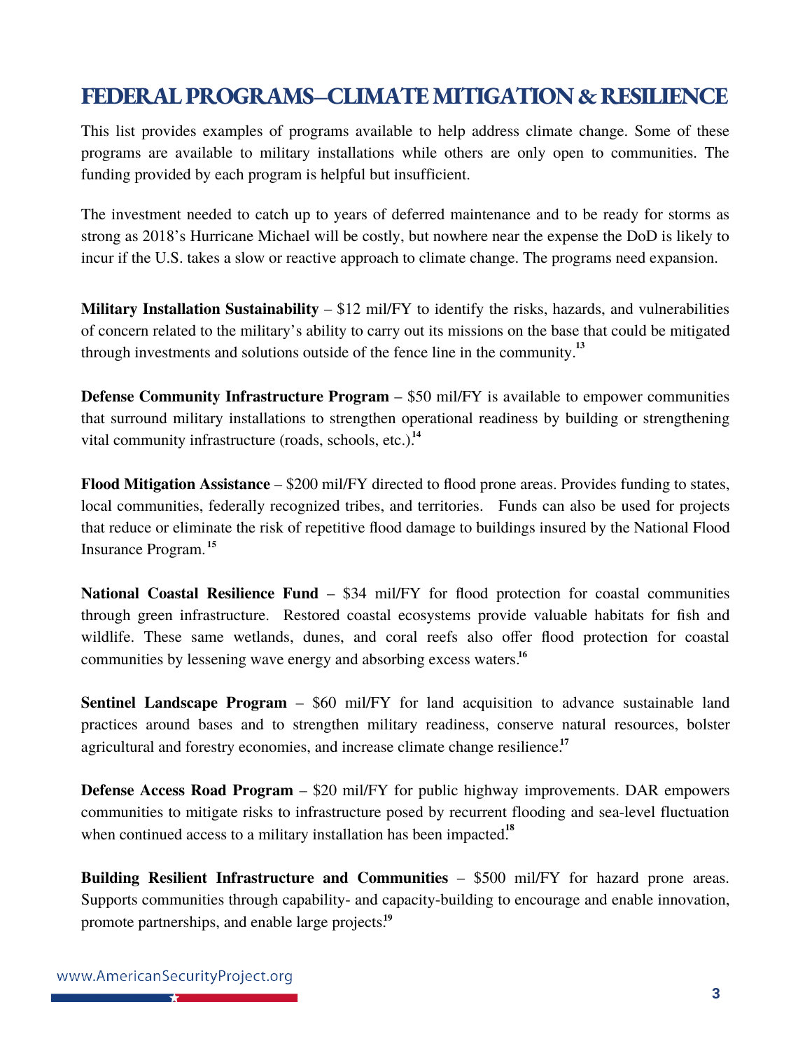## FEDERAL PROGRAMS–CLIMATE MITIGATION & RESILIENCE

This list provides examples of programs available to help address climate change. Some of these programs are available to military installations while others are only open to communities. The funding provided by each program is helpful but insufficient.

The investment needed to catch up to years of deferred maintenance and to be ready for storms as strong as 2018's Hurricane Michael will be costly, but nowhere near the expense the DoD is likely to incur if the U.S. takes a slow or reactive approach to climate change. The programs need expansion.

**Military Installation Sustainability** – $12 mil/FY to identify the risks, hazards, and vulnerabilities of concern related to the military's ability to carry out its missions on the base that could be mitigated through investments and solutions outside of the fence line in the community.[13]

**Defense Community Infrastructure Program** – $50 mil/FY is available to empower communities that surround military installations to strengthen operational readiness by building or strengthening vital community infrastructure (roads, schools, etc.).[14]

**Flood Mitigation Assistance** – $200 mil/FY directed to flood prone areas. Provides funding to states, local communities, federally recognized tribes, and territories. Funds can also be used for projects that reduce or eliminate the risk of repetitive flood damage to buildings insured by the National Flood Insurance Program.[15]

**National Coastal Resilience Fund** – $34 mil/FY for flood protection for coastal communities through green infrastructure. Restored coastal ecosystems provide valuable habitats for fish and wildlife. These same wetlands, dunes, and coral reefs also offer flood protection for coastal communities by lessening wave energy and absorbing excess waters.[16]

**Sentinel Landscape Program** – $60 mil/FY for land acquisition to advance sustainable land practices around bases and to strengthen military readiness, conserve natural resources, bolster agricultural and forestry economies, and increase climate change resilience.[17]

**Defense Access Road Program** – $20 mil/FY for public highway improvements. DAR empowers communities to mitigate risks to infrastructure posed by recurrent flooding and sea-level fluctuation when continued access to a military installation has been impacted.[18]

**Building Resilient Infrastructure and Communities** – $500 mil/FY for hazard prone areas. Supports communities through capability- and capacity-building to encourage and enable innovation, promote partnerships, and enable large projects.[19]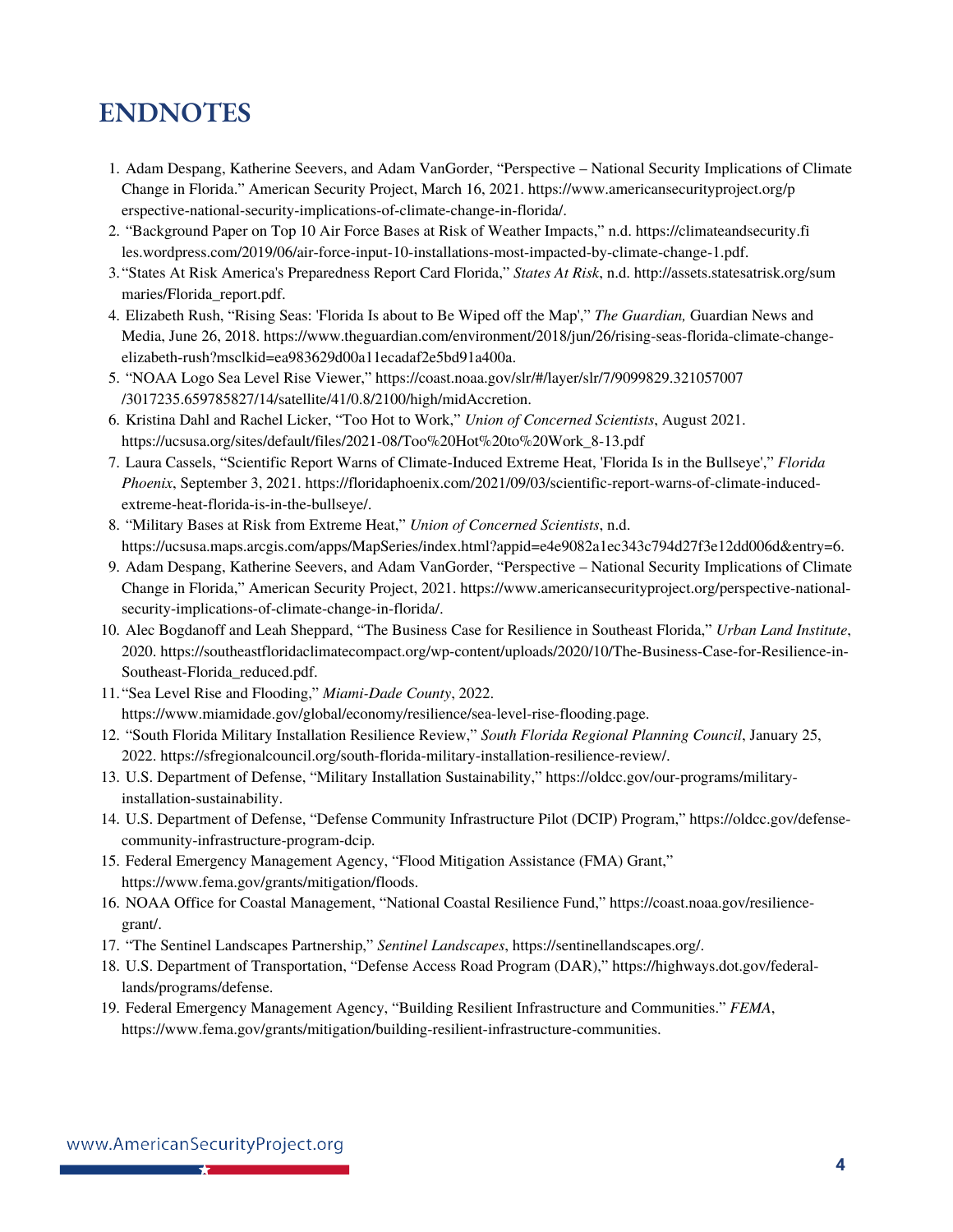# ENDNOTES

1. Adam Despang, Katherine Seevers, and Adam VanGorder, "Perspective – National Security Implications of Climate Change in Florida." American Security Project, March 16, 2021. https://www.americansecurityproject.org/perspective-national-security-implications-of-climate-change-in-florida/.
2. "Background Paper on Top 10 Air Force Bases at Risk of Weather Impacts," n.d. https://climateandsecurity.files.wordpress.com/2019/06/air-force-input-10-installations-most-impacted-by-climate-change-1.pdf.
3. "States At Risk America's Preparedness Report Card Florida," *States At Risk*, n.d. http://assets.statesatrisk.org/summaries/Florida_report.pdf.
4. Elizabeth Rush, "Rising Seas: 'Florida Is about to Be Wiped off the Map'," *The Guardian,* Guardian News and Media, June 26, 2018. https://www.theguardian.com/environment/2018/jun/26/rising-seas-florida-climate-change-elizabeth-rush?msclkid=ea983629d00a11ecadaf2e5bd91a400a.
5. "NOAA Logo Sea Level Rise Viewer," https://coast.noaa.gov/slr/#/layer/slr/7/9099829.321057007/3017235.659785827/14/satellite/41/0.8/2100/high/midAccretion.
6. Kristina Dahl and Rachel Licker, "Too Hot to Work," *Union of Concerned Scientists*, August 2021. https://ucsusa.org/sites/default/files/2021-08/Too%20Hot%20to%20Work_8-13.pdf
7. Laura Cassels, "Scientific Report Warns of Climate-Induced Extreme Heat, 'Florida Is in the Bullseye'," *Florida Phoenix*, September 3, 2021. https://floridaphoenix.com/2021/09/03/scientific-report-warns-of-climate-induced-extreme-heat-florida-is-in-the-bullseye/.
8. "Military Bases at Risk from Extreme Heat," *Union of Concerned Scientists*, n.d. https://ucsusa.maps.arcgis.com/apps/MapSeries/index.html?appid=e4e9082a1ec343c794d27f3e12dd006d&entry=6.
9. Adam Despang, Katherine Seevers, and Adam VanGorder, "Perspective – National Security Implications of Climate Change in Florida," American Security Project, 2021. https://www.americansecurityproject.org/perspective-national-security-implications-of-climate-change-in-florida/.
10. Alec Bogdanoff and Leah Sheppard, "The Business Case for Resilience in Southeast Florida," *Urban Land Institute*, 2020. https://southeastfloridaclimatecompact.org/wp-content/uploads/2020/10/The-Business-Case-for-Resilience-in-Southeast-Florida_reduced.pdf.
11. "Sea Level Rise and Flooding," *Miami-Dade County*, 2022. https://www.miamidade.gov/global/economy/resilience/sea-level-rise-flooding.page.
12. "South Florida Military Installation Resilience Review," *South Florida Regional Planning Council*, January 25, 2022. https://sfregionalcouncil.org/south-florida-military-installation-resilience-review/.
13. U.S. Department of Defense, "Military Installation Sustainability," https://oldcc.gov/our-programs/military-installation-sustainability.
14. U.S. Department of Defense, "Defense Community Infrastructure Pilot (DCIP) Program," https://oldcc.gov/defense-community-infrastructure-program-dcip.
15. Federal Emergency Management Agency, "Flood Mitigation Assistance (FMA) Grant," https://www.fema.gov/grants/mitigation/floods.
16. NOAA Office for Coastal Management, "National Coastal Resilience Fund," https://coast.noaa.gov/resilience-grant/.
17. "The Sentinel Landscapes Partnership," *Sentinel Landscapes*, https://sentinellandscapes.org/.
18. U.S. Department of Transportation, "Defense Access Road Program (DAR)," https://highways.dot.gov/federal-lands/programs/defense.
19. Federal Emergency Management Agency, "Building Resilient Infrastructure and Communities." *FEMA*, https://www.fema.gov/grants/mitigation/building-resilient-infrastructure-communities.